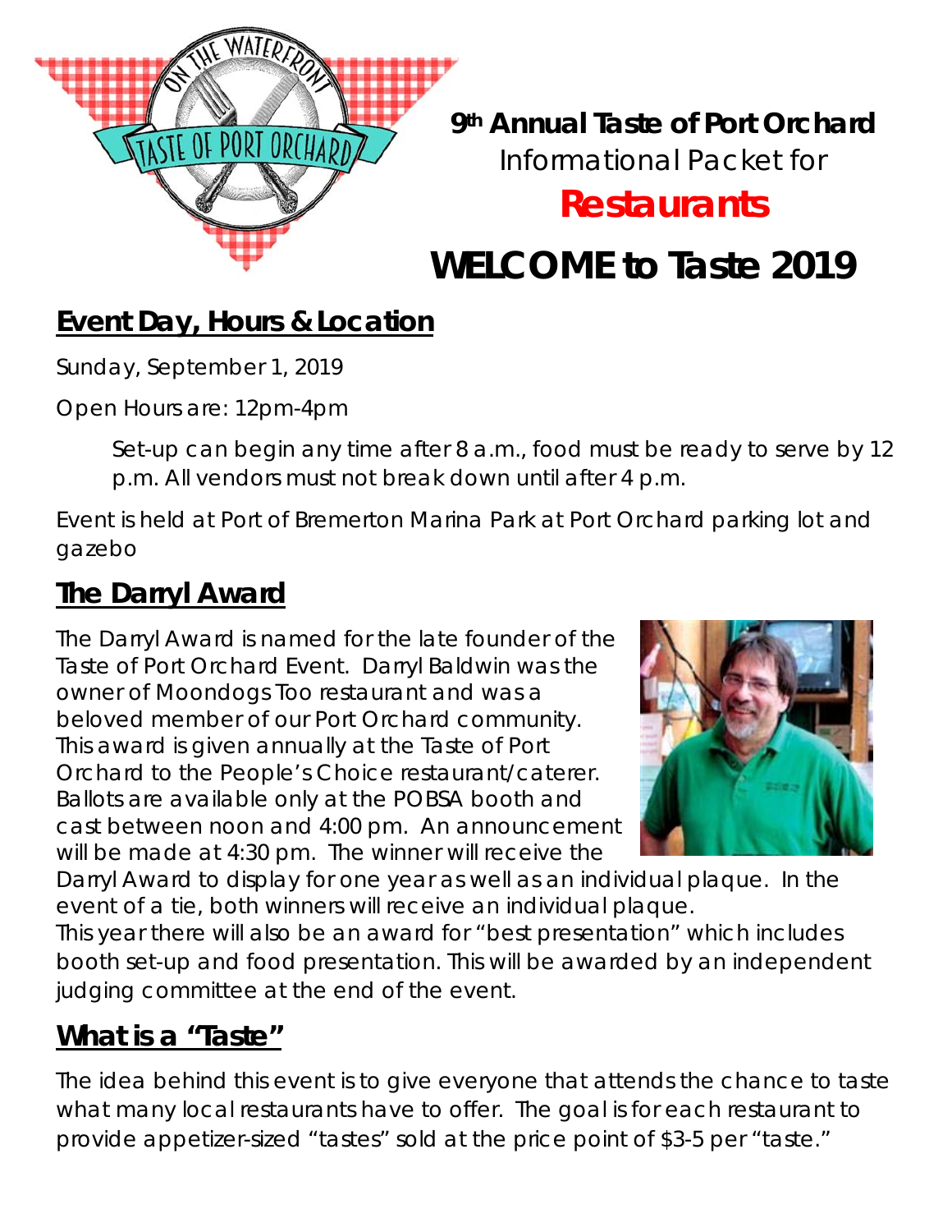**9th Annual Taste of Port Orchard**

Informational Packet for

**Restaurants**

# WELCOME to Taste 2019

## Event Day, Hours & Location

Sunday, September 1, 2019

Open Hours are: 12pm-4pm

Set-up can begin any time after 8 a.m., food must be ready to serve by 12 p.m. All vendors must not break down until after 4 p.m.

Event is held at Port of Bremerton Marina Park at Port Orchard parking lot and gazebo

## The Darryl Award

The Darryl Award is named for the late founder of the Taste of Port Orchard Event. Darryl Baldwin was the owner of Moondogs Too restaurant and was a beloved member of our Port Orchard community. This award is given annually at the Taste of Port Orchard to the People's Choice restaurant/caterer. Ballots are available only at the POBSA booth and cast between noon and 4:00 pm. An announcement will be made at 4:30 pm. The winner will receive the Darryl Award to display for one year as well as an individual plaque. In the event of a tie, both winners will receive an individual plaque.

This year there will also be an award for "best presentation" which includes booth set-up and food presentation. This will be awarded by an independent judging committee at the end of the event.

## What is a "Taste"

The idea behind this event is to give everyone that attends the chance to taste what many local restaurants have to offer. The goal is for each restaurant to provide appetizer-sized "tastes" sold at the price point of $3-5 per "taste."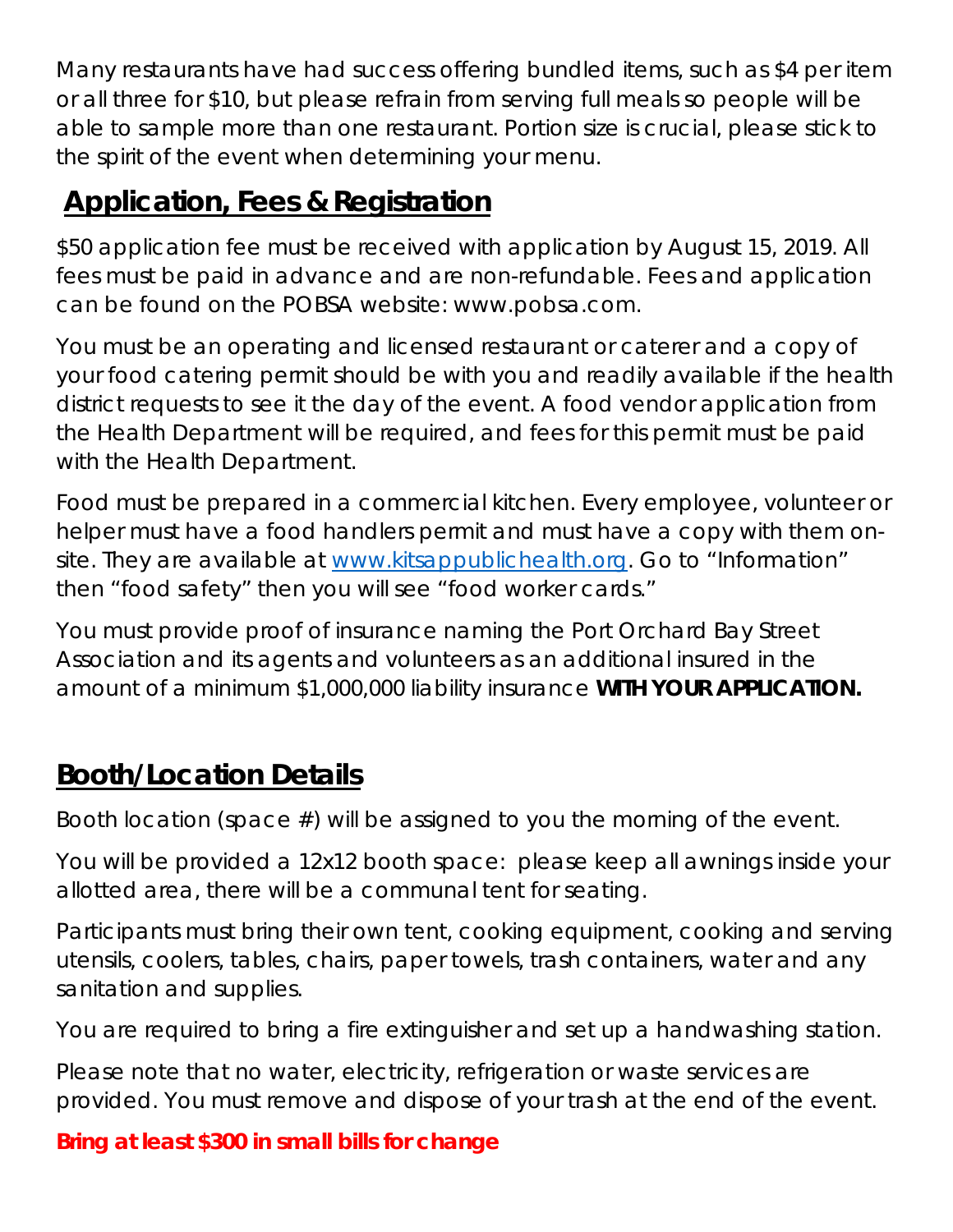Many restaurants have had success offering bundled items, such as $4 per item or all three for $10, but please refrain from serving full meals so people will be able to sample more than one restaurant. Portion size is crucial, please stick to the spirit of the event when determining your menu.

## Application, Fees & Registration

$50 application fee must be received with application by August 15, 2019. All fees must be paid in advance and are non-refundable. Fees and application can be found on the POBSA website: www.pobsa.com.

You must be an operating and licensed restaurant or caterer and a copy of your food catering permit should be with you and readily available if the health district requests to see it the day of the event. A food vendor application from the Health Department will be required, and fees for this permit must be paid with the Health Department.

Food must be prepared in a commercial kitchen. Every employee, volunteer or helper must have a food handlers permit and must have a copy with them on-site. They are available at [www.kitsappublichealth.org](http://www.kitsappublichealth.org). Go to "Information" then "food safety" then you will see "food worker cards."

You must provide proof of insurance naming the Port Orchard Bay Street Association and its agents and volunteers as an additional insured in the amount of a minimum $1,000,000 liability insurance **WITH YOUR APPLICATION.**

## Booth/Location Details

Booth location (space #) will be assigned to you the morning of the event.

You will be provided a 12x12 booth space: please keep all awnings inside your allotted area, there will be a communal tent for seating.

Participants must bring their own tent, cooking equipment, cooking and serving utensils, coolers, tables, chairs, paper towels, trash containers, water and any sanitation and supplies.

You are required to bring a fire extinguisher and set up a handwashing station.

Please note that no water, electricity, refrigeration or waste services are provided. You must remove and dispose of your trash at the end of the event.

***Bring at least $300 in small bills for change***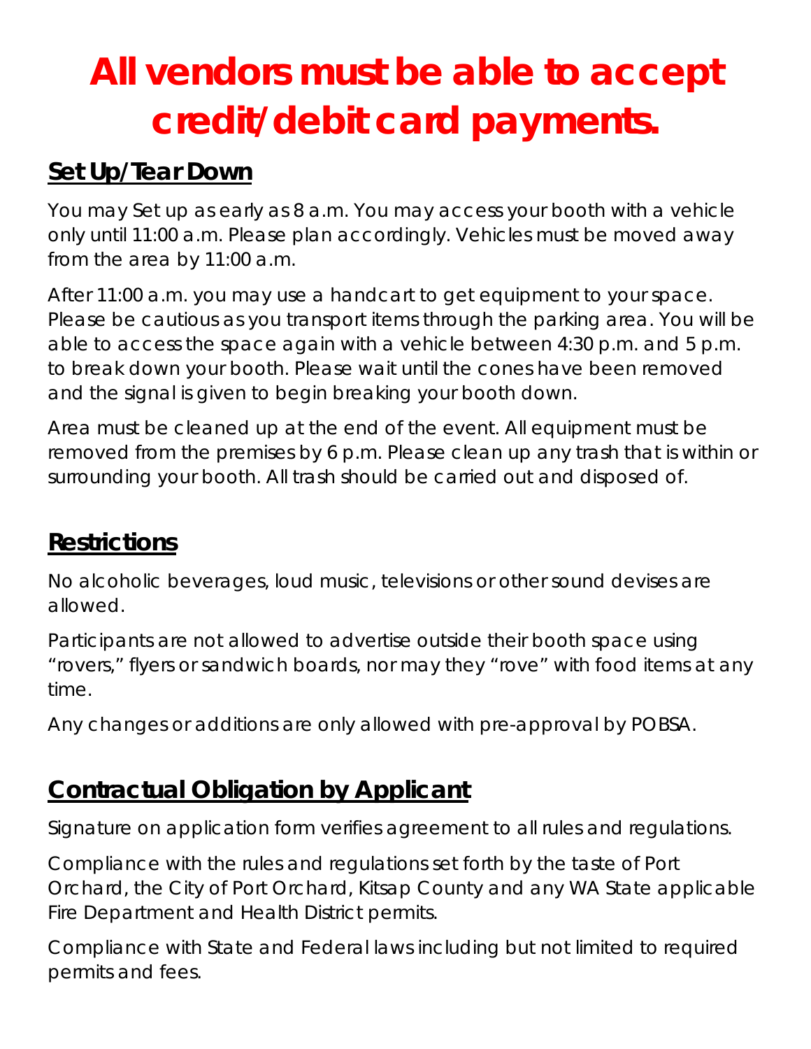# All vendors must be able to accept credit/debit card payments.

## Set Up/Tear Down

You may Set up as early as 8 a.m. You may access your booth with a vehicle only until 11:00 a.m. Please plan accordingly. Vehicles must be moved away from the area by 11:00 a.m.

After 11:00 a.m. you may use a handcart to get equipment to your space. Please be cautious as you transport items through the parking area. You will be able to access the space again with a vehicle between 4:30 p.m. and 5 p.m. to break down your booth. Please wait until the cones have been removed and the signal is given to begin breaking your booth down.

Area must be cleaned up at the end of the event. All equipment must be removed from the premises by 6 p.m. Please clean up any trash that is within or surrounding your booth. All trash should be carried out and disposed of.

## Restrictions

No alcoholic beverages, loud music, televisions or other sound devises are allowed.

Participants are not allowed to advertise outside their booth space using "rovers," flyers or sandwich boards, nor may they "rove" with food items at any time.

Any changes or additions are only allowed with pre-approval by POBSA.

## Contractual Obligation by Applicant

Signature on application form verifies agreement to all rules and regulations.

Compliance with the rules and regulations set forth by the taste of Port Orchard, the City of Port Orchard, Kitsap County and any WA State applicable Fire Department and Health District permits.

Compliance with State and Federal laws including but not limited to required permits and fees.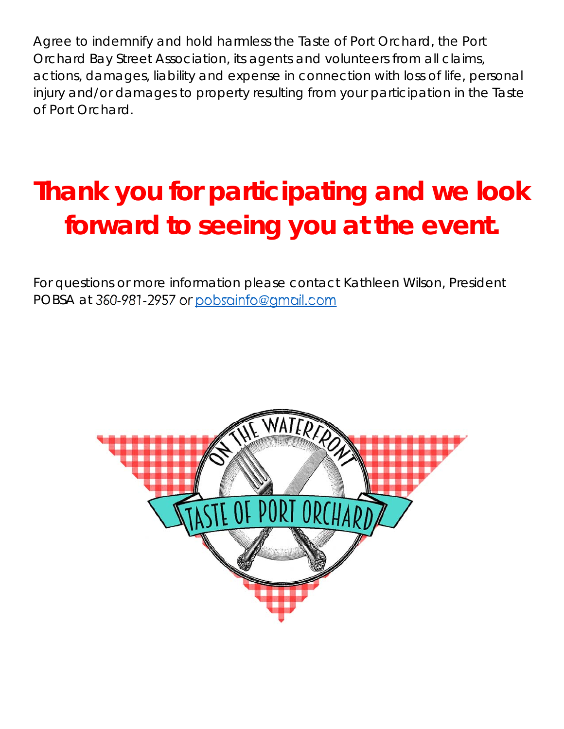Agree to indemnify and hold harmless the Taste of Port Orchard, the Port Orchard Bay Street Association, its agents and volunteers from all claims, actions, damages, liability and expense in connection with loss of life, personal injury and/or damages to property resulting from your participation in the Taste of Port Orchard.

# Thank you for participating and we look forward to seeing you at the event.

For questions or more information please contact Kathleen Wilson, President POBSA at 360-981-2957 or pobsainfo@gmail.com